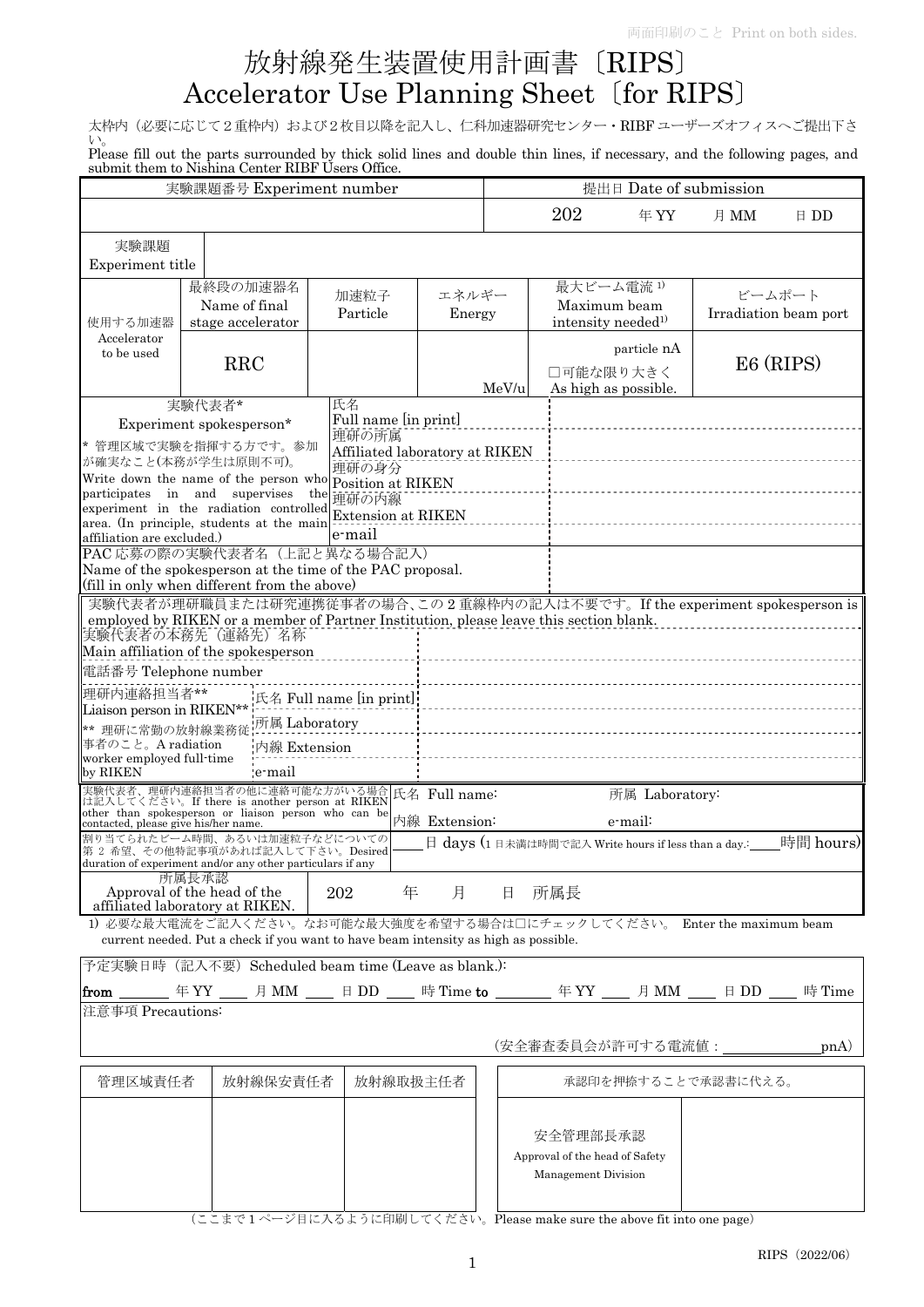両面印刷のこと Print on both sides.

# 放射線発生装置使用計画書〔RIPS〕
# Accelerator Use Planning Sheet〔for RIPS〕

太枠内（必要に応じて２重枠内）および２枚目以降を記入し、仁科加速器研究センター・RIBF ユーザーズオフィスへご提出下さい。
Please fill out the parts surrounded by thick solid lines and double thin lines, if necessary, and the following pages, and submit them to Nishina Center RIBF Users Office.

| 実験課題番号 Experiment number | 提出日 Date of submission |
| --- | --- |
| | 202　年 YY　月 MM　日 DD |

| 実験課題 Experiment title | |
| --- | --- |

| 使用する加速器 Accelerator to be used | 最終段の加速器名 Name of final stage accelerator | 加速粒子 Particle | エネルギー Energy | 最大ビーム電流 1) Maximum beam intensity needed1) | ビームポート Irradiation beam port |
| --- | --- | --- | --- | --- | --- |
| | RRC | | MeV/u | particle nA □可能な限り大きく As high as possible. | E6 (RIPS) |

| 実験代表者* Experiment spokesperson* | | |
| --- | --- | --- |
| * 管理区域で実験を指揮する方です。参加が確実なこと(本務が学生は原則不可)。Write down the name of the person who participates in and supervises the experiment in the radiation controlled area. (In principle, students at the main affiliation are excluded.) | 氏名 Full name [in print] | |
| | 理研の所属 Affiliated laboratory at RIKEN | |
| | 理研の身分 Position at RIKEN | |
| | 理研の内線 Extension at RIKEN | |
| | e-mail | |
| PAC 応募の際の実験代表者名（上記と異なる場合記入） Name of the spokesperson at the time of the PAC proposal. (fill in only when different from the above) | | |

実験代表者が理研職員または研究連携従事者の場合、この２重線枠内の記入は不要です。If the experiment spokesperson is employed by RIKEN or a member of Partner Institution, please leave this section blank.

| 実験代表者の本務先（連絡先）名称 Main affiliation of the spokesperson | | |
| --- | --- | --- |
| 電話番号 Telephone number | | |
| 理研内連絡担当者** Liaison person in RIKEN** ** 理研に常勤の放射線業務従事者のこと。A radiation worker employed full-time by RIKEN | 氏名 Full name [in print] | |
| | 所属 Laboratory | |
| | 内線 Extension | |
| | e-mail | |

| 実験代表者、理研内連絡担当者の他に連絡可能な方がいる場合は記入してください。If there is another person at RIKEN other than spokesperson or liaison person who can be contacted, please give his/her name. | 氏名 Full name: 所属 Laboratory: 内線 Extension: e-mail: |
| --- | --- |
| 割り当てられたビーム時間、あるいは加速粒子などについての第２希望、その他特記事項があれば記入して下さい。Desired duration of experiment and/or any other particulars if any | ＿＿日 days (1 日未満は時間で記入 Write hours if less than a day.:＿＿時間 hours) |
| 所属長承認 Approval of the head of the affiliated laboratory at RIKEN. | 202　年　月　日　所属長 |

1) 必要な最大電流をご記入ください。なお可能な最大強度を希望する場合は□にチェックしてください。 Enter the maximum beam current needed. Put a check if you want to have beam intensity as high as possible.

予定実験日時（記入不要）Scheduled beam time (Leave as blank.):

from ＿＿＿ 年 YY ＿＿ 月 MM ＿＿ 日 DD ＿＿ 時 Time to ＿＿＿ 年 YY ＿＿ 月 MM ＿＿ 日 DD ＿＿ 時 Time

注意事項 Precautions:

（安全審査委員会が許可する電流値：＿＿＿＿＿＿pnA）

| 管理区域責任者 | 放射線保安責任者 | 放射線取扱主任者 | 承認印を押捺することで承認書に代える。 |
| --- | --- | --- | --- |
| | | | 安全管理部長承認 Approval of the head of Safety Management Division |

（ここまで１ページ目に入るように印刷してください。Please make sure the above fit into one page）

RIPS（2022/06）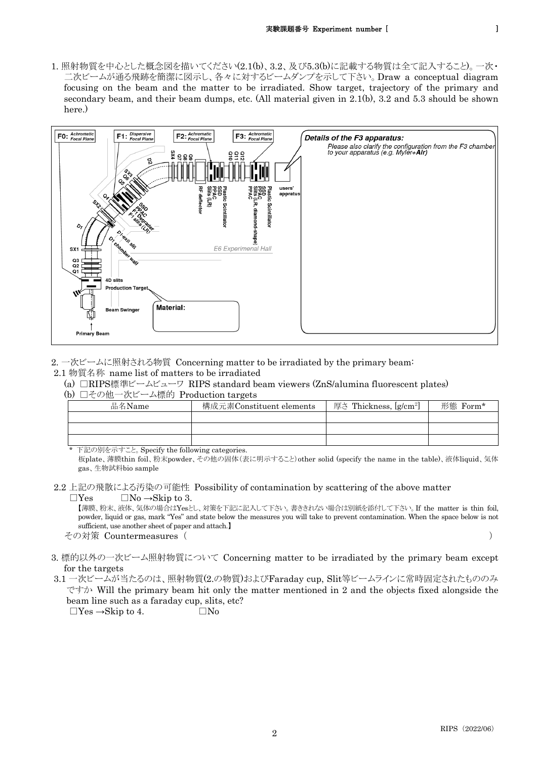1. 照射物質を中心とした概念図を描いてください(2.1(b)、3.2、及び5.3(b)に記載する物質は全て記入すること)。一次・二次ビームが通る飛跡を簡潔に図示し、各々に対するビームダンプを示して下さい。Draw a conceptual diagram focusing on the beam and the matter to be irradiated. Show target, trajectory of the primary and secondary beam, and their beam dumps, etc. (All material given in 2.1(b), 3.2 and 5.3 should be shown here.)

F0: Achromatic Focal Plane
F1: Dispersive Focal Plane
F2: Achromatic Focal Plane
F3: Achromatic Focal Plane

Details of the F3 apparatus:
Please also clarify the configuration from the F3 chamber to your apparatus (e.g. Myler+**Air**)

Material:

Primary Beam, Beam Swinger, Production Target, 4D slits, Q1, Q2, Q3, SX1, D1, SX2, Q4, Q5, SX3, Q6, D2, SX4, Q7, Q8, Q9, Q10, Q11, Q12, F1 slits (LR), F1 Degrader, PPAC, SSD, D1-exit slit, D1 chamber wall, RF deflector, Slits (LR), PPAC, SSD, Plastic Scintillator, Slits (LR, diamond-shape), PPAC, SSD, Plastic Scintillator, users' appratus, E6 Experimenal Hall

2. 一次ビームに照射される物質 Concerning matter to be irradiated by the primary beam:

2.1 物質名称 name list of matters to be irradiated

(a) □RIPS標準ビームビューワ RIPS standard beam viewers (ZnS/alumina fluorescent plates)

(b) □その他一次ビーム標的 Production targets

| 品名Name | 構成元素Constituent elements | 厚さ Thickness, [g/cm$^2$] | 形態 Form* |
|---|---|---|---|
| | | | |
| | | | |
| | | | |

\* 下記の別を示すこと。Specify the following categories.
板plate、薄膜thin foil、粉末powder、その他の固体(表に明示すること)other solid (specify the name in the table)、液体liquid、気体gas、生物試料bio sample

2.2 上記の飛散による汚染の可能性 Possibility of contamination by scattering of the above matter

□Yes　　□No →Skip to 3.

【薄膜、粉末、液体、気体の場合はYesとし、対策を下記に記入して下さい。書ききれない場合は別紙を添付して下さい。If the matter is thin foil, powder, liquid or gas, mark "Yes" and state below the measures you will take to prevent contamination. When the space below is not sufficient, use another sheet of paper and attach.】

その対策 Countermeasures（　　　　　　　　　　　　　　　　　　　　　　　　　　　　）

3. 標的以外の一次ビーム照射物質について Concerning matter to be irradiated by the primary beam except for the targets

3.1 一次ビームが当たるのは、照射物質(2.の物質)およびFaraday cup, Slit等ビームラインに常時固定されたもののみですか Will the primary beam hit only the matter mentioned in 2 and the objects fixed alongside the beam line such as a faraday cup, slits, etc?

□Yes →Skip to 4.　　　□No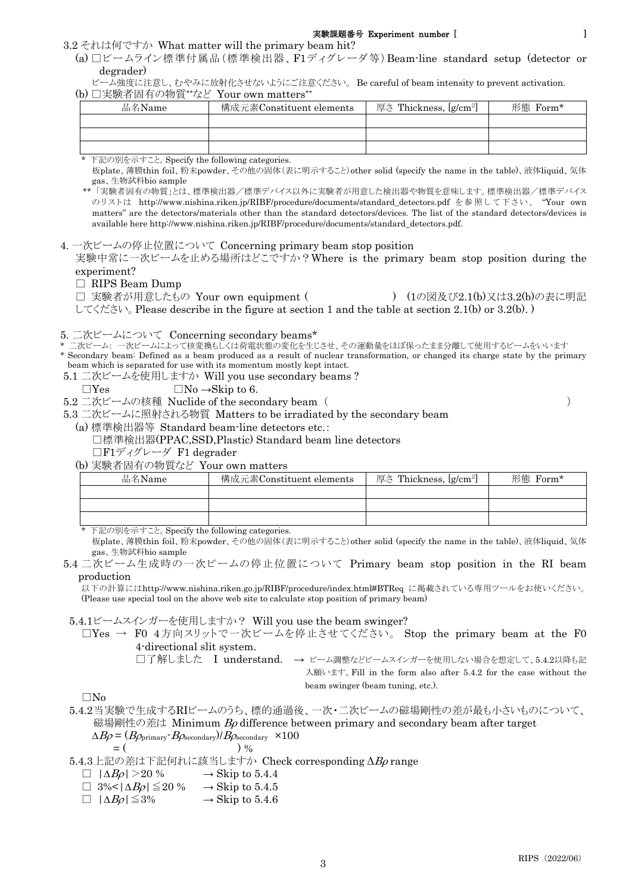**実験課題番号 Experiment number [　　　　　　　　　　　]**

3.2 それは何ですか What matter will the primary beam hit?

(a) □ビームライン標準付属品（標準検出器、F1ディグレーダ等）Beam-line standard setup (detector or degrader)

ビーム強度に注意し、むやみに放射化させないようにご注意ください。 Be careful of beam intensity to prevent activation.

(b) □実験者固有の物質**など Your own matters**

| 品名Name | 構成元素Constituent elements | 厚さ Thickness, [g/cm$^2$] | 形態 Form* |
|---|---|---|---|
| | | | |
| | | | |
| | | | |

\* 下記の別を示すこと。Specify the following categories.
板plate、薄膜thin foil、粉末powder、その他の固体（表に明示すること）other solid (specify the name in the table)、液体liquid、気体gas、生物試料bio sample

** 「実験者固有の物質」とは、標準検出器／標準デバイス以外に実験者が用意した検出器や物質を意味します。標準検出器／標準デバイスのリストは http://www.nishina.riken.jp/RIBF/procedure/documents/standard_detectors.pdf を参照して下さい。 "Your own matters" are the detectors/materials other than the standard detectors/devices. The list of the standard detectors/devices is available here http://www.nishina.riken.jp/RIBF/procedure/documents/standard_detectors.pdf.

## 4. 一次ビームの停止位置について Concerning primary beam stop position

実験中常に一次ビームを止める場所はどこですか？Where is the primary beam stop position during the experiment?

□ RIPS Beam Dump

□ 実験者が用意したもの Your own equipment (　　　　　　　) (1の図及び2.1(b)又は3.2(b)の表に明記してください。Please describe in the figure at section 1 and the table at section 2.1(b) or 3.2(b). )

## 5. 二次ビームについて Concerning secondary beams*

\* 二次ビーム: 一次ビームによって核変換もしくは荷電状態の変化を生じさせ、その運動量をほぼ保ったまま分離して使用するビームをいいます

\* Secondary beam: Defined as a beam produced as a result of nuclear transformation, or changed its charge state by the primary beam which is separated for use with its momentum mostly kept intact.

5.1 二次ビームを使用しますか Will you use secondary beams？

□Yes　　　□No →Skip to 6.

5.2 二次ビームの核種 Nuclide of the secondary beam（　　　　　　　　　　　　　　　　　　　　）

5.3 二次ビームに照射される物質 Matters to be irradiated by the secondary beam

(a) 標準検出器等 Standard beam-line detectors etc.:

□標準検出器(PPAC,SSD,Plastic) Standard beam line detectors

□F1ディグレーダ F1 degrader

(b) 実験者固有の物質など Your own matters

| 品名Name | 構成元素Constituent elements | 厚さ Thickness, [g/cm$^2$] | 形態 Form* |
|---|---|---|---|
| | | | |
| | | | |
| | | | |

\* 下記の別を示すこと。Specify the following categories.
板plate、薄膜thin foil、粉末powder、その他の固体（表に明示すること）other solid (specify the name in the table)、液体liquid、気体gas、生物試料bio sample

5.4 二次ビーム生成時の一次ビームの停止位置について Primary beam stop position in the RI beam production

以下の計算にはhttp://www.nishina.riken.go.jp/RIBF/procedure/index.html#BTReq に掲載されている専用ツールをお使いください。(Please use special tool on the above web site to calculate stop position of primary beam)

5.4.1ビームスインガーを使用しますか？ Will you use the beam swinger?

□Yes → F0 4方向スリットで一次ビームを停止させてください。 Stop the primary beam at the F0 4-directional slit system.

□了解しました I understand. → ビーム調整などビームスインガーを使用しない場合を想定して、5.4.2以降も記入願います。Fill in the form also after 5.4.2 for the case without the beam swinger (beam tuning, etc.).

□No

5.4.2当実験で生成するRIビームのうち、標的通過後、一次・二次ビームの磁場剛性の差が最も小さいものについて、磁場剛性の差は Minimum $B\rho$ difference between primary and secondary beam after target

$\Delta B\rho = (B\rho_{\mathrm{primary}} - B\rho_{\mathrm{secondary}})/B\rho_{\mathrm{secondary}} \times 100$

$= (\qquad\qquad)\ \%$

5.4.3上記の差は下記何れに該当しますか Check corresponding $\Delta B\rho$ range

□ $|\Delta B\rho| > 20\ \%$　　→ Skip to 5.4.4

□ $3\% < |\Delta B\rho| \leqq 20\ \%$　→ Skip to 5.4.5

□ $|\Delta B\rho| \leqq 3\%$　　→ Skip to 5.4.6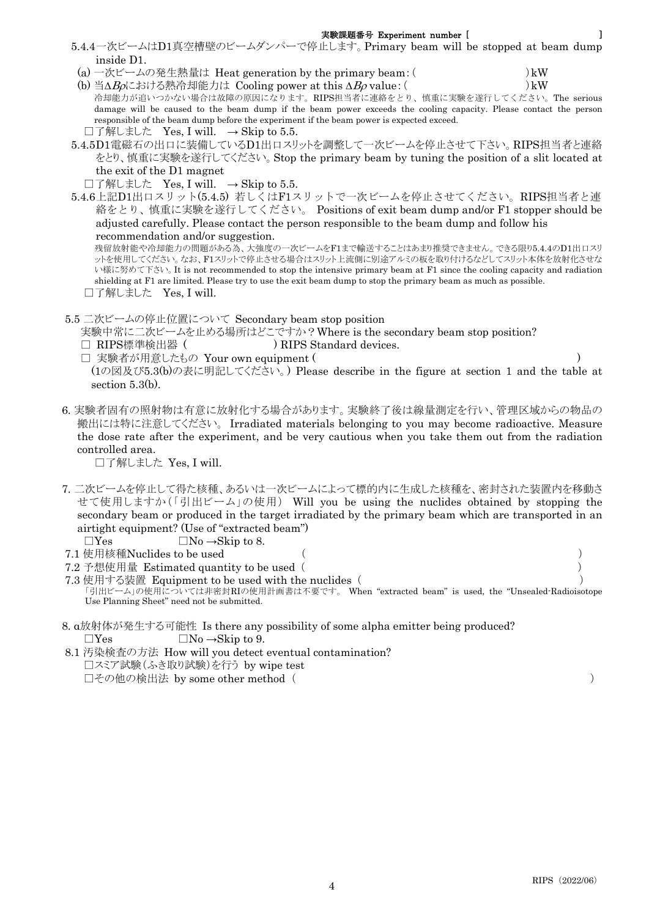実験課題番号 Experiment number [ ]

5.4.4一次ビームはD1真空槽壁のビームダンパーで停止します。Primary beam will be stopped at beam dump inside D1.

(a) 一次ビームの発生熱量は Heat generation by the primary beam : ( )kW

(b) 当$\Delta B\rho$における熱冷却能力は Cooling power at this $\Delta B\rho$ value : ( )kW

冷却能力が追いつかない場合は故障の原因になります。RIPS担当者に連絡をとり、慎重に実験を遂行してください。The serious damage will be caused to the beam dump if the beam power exceeds the cooling capacity. Please contact the person responsible of the beam dump before the experiment if the beam power is expected exceed.

□了解しました Yes, I will. → Skip to 5.5.

5.4.5D1電磁石の出口に装備しているD1出口スリットを調整して一次ビームを停止させて下さい。RIPS担当者と連絡をとり、慎重に実験を遂行してください。Stop the primary beam by tuning the position of a slit located at the exit of the D1 magnet

□了解しました Yes, I will. → Skip to 5.5.

5.4.6上記D1出口スリット(5.4.5) 若しくはF1スリットで一次ビームを停止させてください。RIPS担当者と連絡をとり、慎重に実験を遂行してください。 Positions of exit beam dump and/or F1 stopper should be adjusted carefully. Please contact the person responsible to the beam dump and follow his recommendation and/or suggestion.

残留放射能や冷却能力の問題がある為、大強度の一次ビームをF1まで輸送することはあまり推奨できません。できる限り5.4.4のD1出口スリットを使用してください。なお、F1スリットで停止させる場合はスリット上流側に別途アルミの板を取り付けるなどしてスリット本体を放射化させない様に努めて下さい。It is not recommended to stop the intensive primary beam at F1 since the cooling capacity and radiation shielding at F1 are limited. Please try to use the exit beam dump to stop the primary beam as much as possible.

□了解しました Yes, I will.

5.5 二次ビームの停止位置について Secondary beam stop position

実験中常に二次ビームを止める場所はどこですか？Where is the secondary beam stop position?

□ RIPS標準検出器 ( ) RIPS Standard devices.

□ 実験者が用意したもの Your own equipment ( )

(1の図及び5.3(b)の表に明記してください。) Please describe in the figure at section 1 and the table at section 5.3(b).

6. 実験者固有の照射物は有意に放射化する場合があります。実験終了後は線量測定を行い、管理区域からの物品の搬出には特に注意してください。 Irradiated materials belonging to you may become radioactive. Measure the dose rate after the experiment, and be very cautious when you take them out from the radiation controlled area.

□了解しました Yes, I will.

7. 二次ビームを停止して得た核種、あるいは一次ビームによって標的内に生成した核種を、密封された装置内を移動させて使用しますか(「引出ビーム」の使用) Will you be using the nuclides obtained by stopping the secondary beam or produced in the target irradiated by the primary beam which are transported in an airtight equipment? (Use of "extracted beam")

□Yes □No →Skip to 8.

7.1 使用核種Nuclides to be used ( )

7.2 予想使用量 Estimated quantity to be used ( )

7.3 使用する装置 Equipment to be used with the nuclides ( )

「引出ビーム」の使用については非密封RIの使用計画書は不要です。 When "extracted beam" is used, the "Unsealed-Radioisotope Use Planning Sheet" need not be submitted.

8. α放射体が発生する可能性 Is there any possibility of some alpha emitter being produced?

□Yes □No →Skip to 9.

8.1 汚染検査の方法 How will you detect eventual contamination?

□スミア試験(ふき取り試験)を行う by wipe test

□その他の検出法 by some other method ( )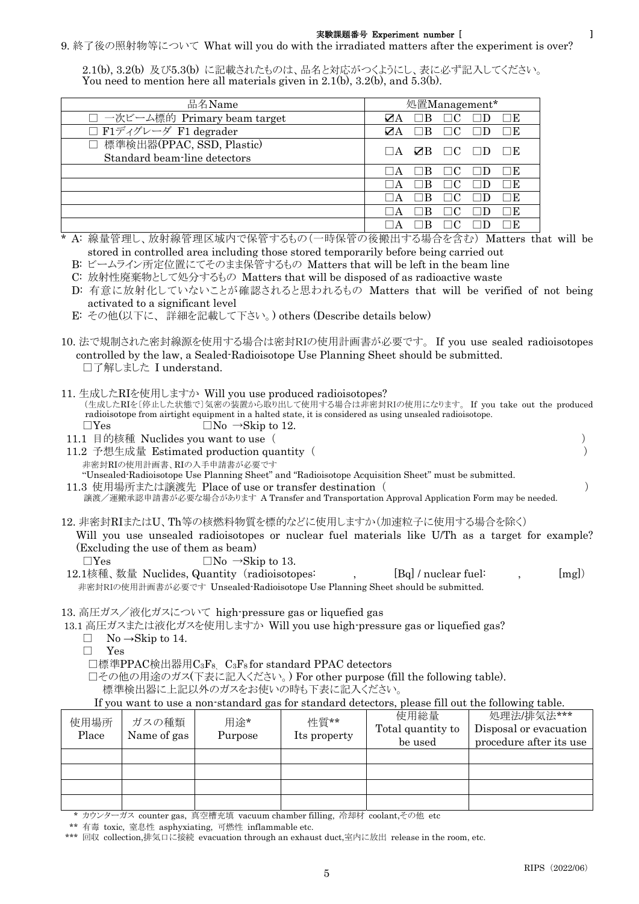実験課題番号 Experiment number [ ]

9. 終了後の照射物等について What will you do with the irradiated matters after the experiment is over?

2.1(b), 3.2(b) 及び5.3(b) に記載されたものは、品名と対応がつくようにし、表に必ず記入してください。
You need to mention here all materials given in 2.1(b), 3.2(b), and 5.3(b).

| 品名Name | 処置Management* |
|---|---|
| □ 一次ビーム標的 Primary beam target | ☑A □B □C □D □E |
| □ F1ディグレーダ F1 degrader | ☑A □B □C □D □E |
| □ 標準検出器(PPAC, SSD, Plastic) Standard beam-line detectors | □A ☑B □C □D □E |
| | □A □B □C □D □E |
| | □A □B □C □D □E |
| | □A □B □C □D □E |
| | □A □B □C □D □E |
| | □A □B □C □D □E |

\* A: 線量管理し、放射線管理区域内で保管するもの(一時保管の後搬出する場合を含む) Matters that will be stored in controlled area including those stored temporarily before being carried out

B: ビームライン所定位置にてそのまま保管するもの Matters that will be left in the beam line

C: 放射性廃棄物として処分するもの Matters that will be disposed of as radioactive waste

D: 有意に放射化していないことが確認されると思われるもの Matters that will be verified of not being activated to a significant level

E: その他(以下に、 詳細を記載して下さい。) others (Describe details below)

10. 法で規制された密封線源を使用する場合は密封RIの使用計画書が必要です。 If you use sealed radioisotopes controlled by the law, a Sealed-Radioisotope Use Planning Sheet should be submitted.
□了解しました I understand.

11. 生成したRIを使用しますか Will you use produced radioisotopes?
(生成したRIを〔停止した状態で〕気密の装置から取り出して使用する場合は非密封RIの使用になります。 If you take out the produced radioisotope from airtight equipment in a halted state, it is considered as using unsealed radioisotope.
□Yes □No →Skip to 12.

11.1 目的核種 Nuclides you want to use ( )

11.2 予想生成量 Estimated production quantity ( )
非密封RIの使用計画書、RIの入手申請書が必要です
"Unsealed-Radioisotope Use Planning Sheet" and "Radioisotope Acquisition Sheet" must be submitted.

11.3 使用場所または譲渡先 Place of use or transfer destination ( )
譲渡/運搬承認申請書が必要な場合があります A Transfer and Transportation Approval Application Form may be needed.

12. 非密封RIまたはU、Th等の核燃料物質を標的などに使用しますか(加速粒子に使用する場合を除く)
Will you use unsealed radioisotopes or nuclear fuel materials like U/Th as a target for example? (Excluding the use of them as beam)
□Yes □No →Skip to 13.

12.1核種、数量 Nuclides, Quantity (radioisotopes: , [Bq] / nuclear fuel: , [mg])
非密封RIの使用計画書が必要です Unsealed-Radioisotope Use Planning Sheet should be submitted.

13. 高圧ガス/液化ガスについて high-pressure gas or liquefied gas

13.1 高圧ガスまたは液化ガスを使用しますか Will you use high-pressure gas or liquefied gas?
□ No →Skip to 14.
□ Yes
□標準PPAC検出器用$C_3F_8$、$C_3F_8$ for standard PPAC detectors
□その他の用途のガス(下表に記入ください。) For other purpose (fill the following table).
標準検出器に上記以外のガスをお使いの時も下表に記入ください。
If you want to use a non-standard gas for standard detectors, please fill out the following table.

| 使用場所 Place | ガスの種類 Name of gas | 用途* Purpose | 性質** Its property | 使用総量 Total quantity to be used | 処理法/排気法*** Disposal or evacuation procedure after its use |
|---|---|---|---|---|---|
| | | | | | |
| | | | | | |
| | | | | | |
| | | | | | |

\* カウンターガス counter gas, 真空槽充填 vacuum chamber filling, 冷却材 coolant,その他 etc

\*\* 有毒 toxic, 窒息性 asphyxiating, 可燃性 inflammable etc.

\*\*\* 回収 collection,排気口に接続 evacuation through an exhaust duct,室内に放出 release in the room, etc.

RIPS (2022/06)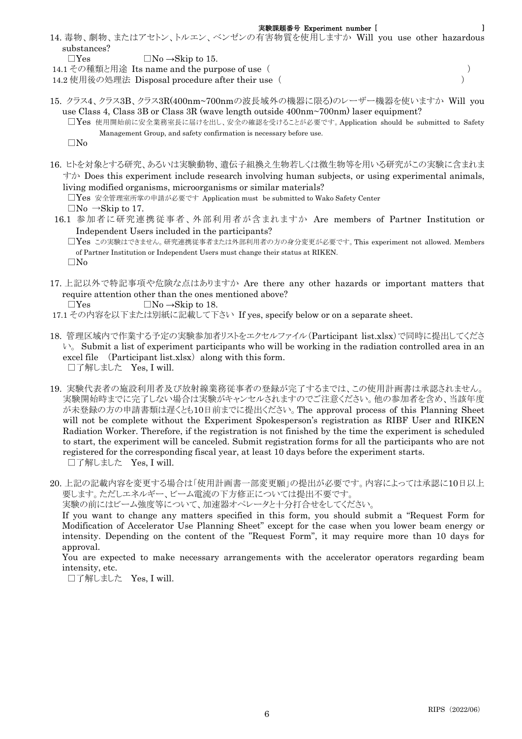実験課題番号 Experiment number [ ]

14. 毒物、劇物、またはアセトン、トルエン、ベンゼンの有害物質を使用しますか Will you use other hazardous substances?

☐Yes ☐No →Skip to 15.

14.1 その種類と用途 Its name and the purpose of use（ ）

14.2 使用後の処理法 Disposal procedure after their use（ ）

15. クラス4、クラス3B、クラス3R(400nm~700nmの波長域外の機器に限る)のレーザー機器を使いますか Will you use Class 4, Class 3B or Class 3R (wave length outside 400nm~700nm) laser equipment?

☐Yes 使用開始前に安全業務室長に届けを出し、安全の確認を受けることが必要です。Application should be submitted to Safety Management Group, and safety confirmation is necessary before use.

☐No

16. ヒトを対象とする研究、あるいは実験動物、遺伝子組換え生物若しくは微生物等を用いる研究がこの実験に含まれますか Does this experiment include research involving human subjects, or using experimental animals, living modified organisms, microorganisms or similar materials?

☐Yes 安全管理室所掌の申請が必要です Application must be submitted to Wako Safety Center

☐No →Skip to 17.

16.1 参加者に研究連携従事者、外部利用者が含まれますか Are members of Partner Institution or Independent Users included in the participants?

☐Yes この実験はできません。研究連携従事者または外部利用者の方の身分変更が必要です。This experiment not allowed. Members of Partner Institution or Independent Users must change their status at RIKEN.

☐No

17. 上記以外で特記事項や危険な点はありますか Are there any other hazards or important matters that require attention other than the ones mentioned above?

☐Yes ☐No →Skip to 18.

17.1 その内容を以下または別紙に記載して下さい If yes, specify below or on a separate sheet.

18. 管理区域内で作業する予定の実験参加者リストをエクセルファイル(Participant list.xlsx)で同時に提出してください。 Submit a list of experiment participants who will be working in the radiation controlled area in an excel file （Participant list.xlsx）along with this form.

☐了解しました Yes, I will.

19. 実験代表者の施設利用者及び放射線業務従事者の登録が完了するまでは、この使用計画書は承認されません。実験開始時までに完了しない場合は実験がキャンセルされますのでご注意ください。他の参加者を含め、当該年度が未登録の方の申請書類は遅くとも10日前までに提出ください。The approval process of this Planning Sheet will not be complete without the Experiment Spokesperson's registration as RIBF User and RIKEN Radiation Worker. Therefore, if the registration is not finished by the time the experiment is scheduled to start, the experiment will be canceled. Submit registration forms for all the participants who are not registered for the corresponding fiscal year, at least 10 days before the experiment starts.

☐了解しました Yes, I will.

20. 上記の記載内容を変更する場合は「使用計画書一部変更願」の提出が必要です。内容によっては承認に10日以上要します。ただしエネルギー、ビーム電流の下方修正については提出不要です。

実験の前にはビーム強度等について、加速器オペレータと十分打合せをしてください。

If you want to change any matters specified in this form, you should submit a "Request Form for Modification of Accelerator Use Planning Sheet" except for the case when you lower beam energy or intensity. Depending on the content of the "Request Form", it may require more than 10 days for approval.

You are expected to make necessary arrangements with the accelerator operators regarding beam intensity, etc.

☐了解しました Yes, I will.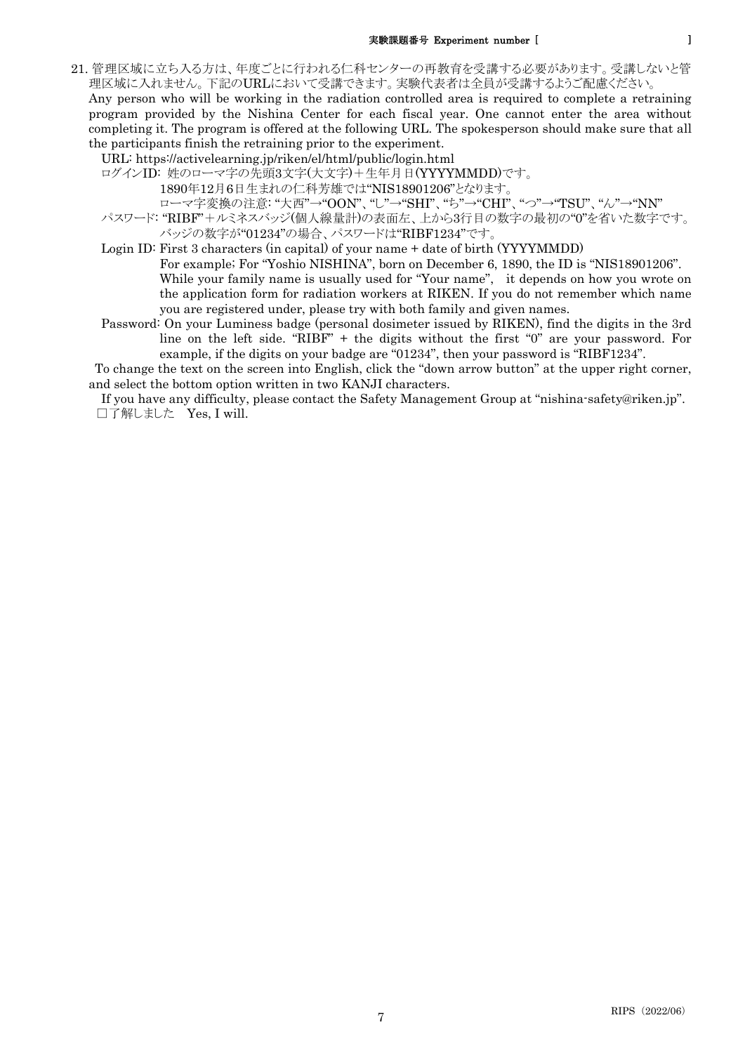21. 管理区域に立ち入る方は、年度ごとに行われる仁科センターの再教育を受講する必要があります。受講しないと管理区域に入れません。下記のURLにおいて受講できます。実験代表者は全員が受講するようご配慮ください。

Any person who will be working in the radiation controlled area is required to complete a retraining program provided by the Nishina Center for each fiscal year. One cannot enter the area without completing it. The program is offered at the following URL. The spokesperson should make sure that all the participants finish the retraining prior to the experiment.

URL: https://activelearning.jp/riken/el/html/public/login.html

ログインID: 姓のローマ字の先頭3文字(大文字)＋生年月日(YYYYMMDD)です。
1890年12月6日生まれの仁科芳雄では“NIS18901206”となります。
ローマ字変換の注意: “大西”→“OON”、“し”→“SHI”、“ち”→“CHI”、“つ”→“TSU”、“ん”→“NN”

パスワード: “RIBF”＋ルミネスバッジ(個人線量計)の表面左、上から3行目の数字の最初の“0”を省いた数字です。
バッジの数字が“01234”の場合、パスワードは“RIBF1234”です。

Login ID: First 3 characters (in capital) of your name + date of birth (YYYYMMDD)
For example; For “Yoshio NISHINA”, born on December 6, 1890, the ID is “NIS18901206”.
While your family name is usually used for “Your name”, it depends on how you wrote on the application form for radiation workers at RIKEN. If you do not remember which name you are registered under, please try with both family and given names.

Password: On your Luminess badge (personal dosimeter issued by RIKEN), find the digits in the 3rd line on the left side. “RIBF” + the digits without the first “0” are your password. For example, if the digits on your badge are “01234”, then your password is “RIBF1234”.

To change the text on the screen into English, click the “down arrow button” at the upper right corner, and select the bottom option written in two KANJI characters.

If you have any difficulty, please contact the Safety Management Group at “nishina-safety@riken.jp”.

□了解しました Yes, I will.